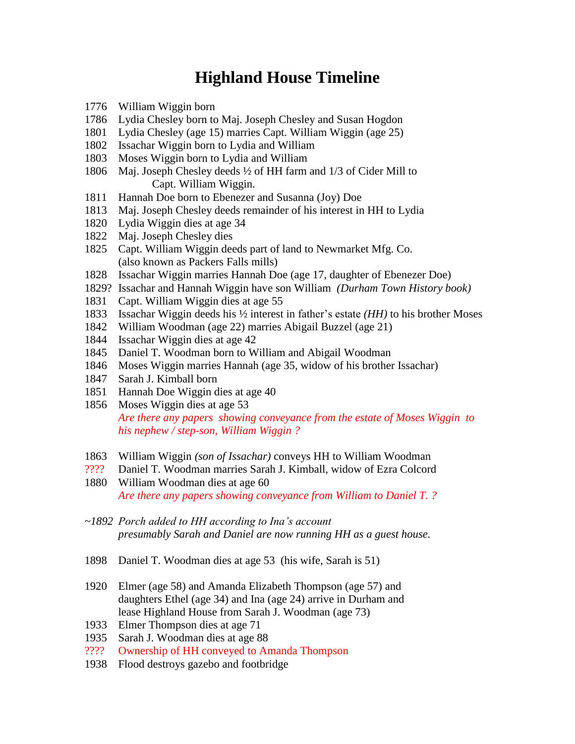# Highland House Timeline

1776 William Wiggin born

1786 Lydia Chesley born to Maj. Joseph Chesley and Susan Hogdon

1801 Lydia Chesley (age 15) marries Capt. William Wiggin (age 25)

1802 Issachar Wiggin born to Lydia and William

1803 Moses Wiggin born to Lydia and William

1806 Maj. Joseph Chesley deeds ½ of HH farm and 1/3 of Cider Mill to Capt. William Wiggin.

1811 Hannah Doe born to Ebenezer and Susanna (Joy) Doe

1813 Maj. Joseph Chesley deeds remainder of his interest in HH to Lydia

1820 Lydia Wiggin dies at age 34

1822 Maj. Joseph Chesley dies

1825 Capt. William Wiggin deeds part of land to Newmarket Mfg. Co. (also known as Packers Falls mills)

1828 Issachar Wiggin marries Hannah Doe (age 17, daughter of Ebenezer Doe)

1829? Issachar and Hannah Wiggin have son William *(Durham Town History book)*

1831 Capt. William Wiggin dies at age 55

1833 Issachar Wiggin deeds his ½ interest in father's estate *(HH)* to his brother Moses

1842 William Woodman (age 22) marries Abigail Buzzel (age 21)

1844 Issachar Wiggin dies at age 42

1845 Daniel T. Woodman born to William and Abigail Woodman

1846 Moses Wiggin marries Hannah (age 35, widow of his brother Issachar)

1847 Sarah J. Kimball born

1851 Hannah Doe Wiggin dies at age 40

1856 Moses Wiggin dies at age 53
*Are there any papers showing conveyance from the estate of Moses Wiggin to his nephew / step-son, William Wiggin ?*

1863 William Wiggin *(son of Issachar)* conveys HH to William Woodman

???? Daniel T. Woodman marries Sarah J. Kimball, widow of Ezra Colcord

1880 William Woodman dies at age 60
*Are there any papers showing conveyance from William to Daniel T. ?*

*~1892 Porch added to HH according to Ina's account presumably Sarah and Daniel are now running HH as a guest house.*

1898 Daniel T. Woodman dies at age 53 (his wife, Sarah is 51)

1920 Elmer (age 58) and Amanda Elizabeth Thompson (age 57) and daughters Ethel (age 34) and Ina (age 24) arrive in Durham and lease Highland House from Sarah J. Woodman (age 73)

1933 Elmer Thompson dies at age 71

1935 Sarah J. Woodman dies at age 88

???? Ownership of HH conveyed to Amanda Thompson

1938 Flood destroys gazebo and footbridge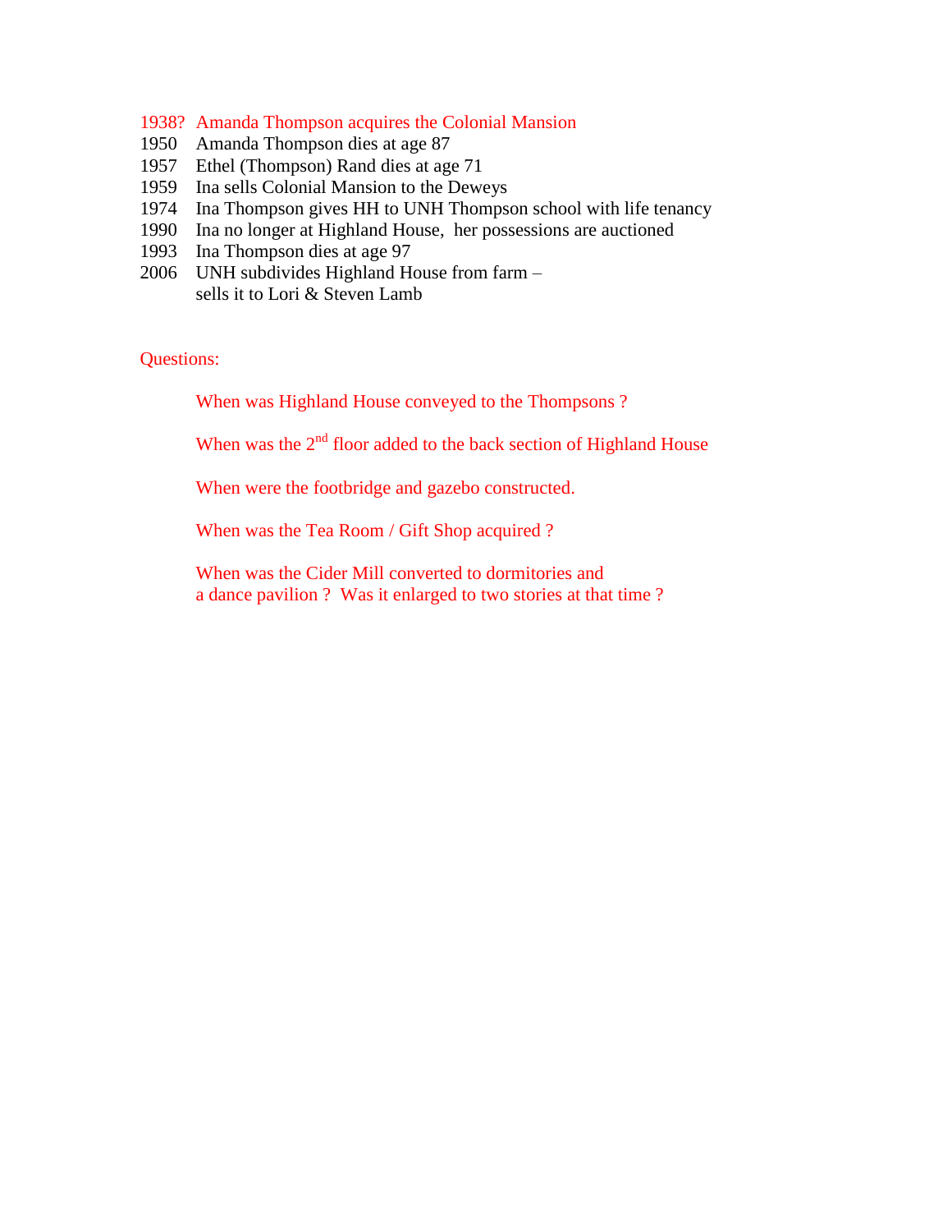1938? Amanda Thompson acquires the Colonial Mansion
1950 Amanda Thompson dies at age 87
1957 Ethel (Thompson) Rand dies at age 71
1959 Ina sells Colonial Mansion to the Deweys
1974 Ina Thompson gives HH to UNH Thompson school with life tenancy
1990 Ina no longer at Highland House, her possessions are auctioned
1993 Ina Thompson dies at age 97
2006 UNH subdivides Highland House from farm – sells it to Lori & Steven Lamb

Questions:

When was Highland House conveyed to the Thompsons ?

When was the 2nd floor added to the back section of Highland House

When were the footbridge and gazebo constructed.

When was the Tea Room / Gift Shop acquired ?

When was the Cider Mill converted to dormitories and a dance pavilion ? Was it enlarged to two stories at that time ?